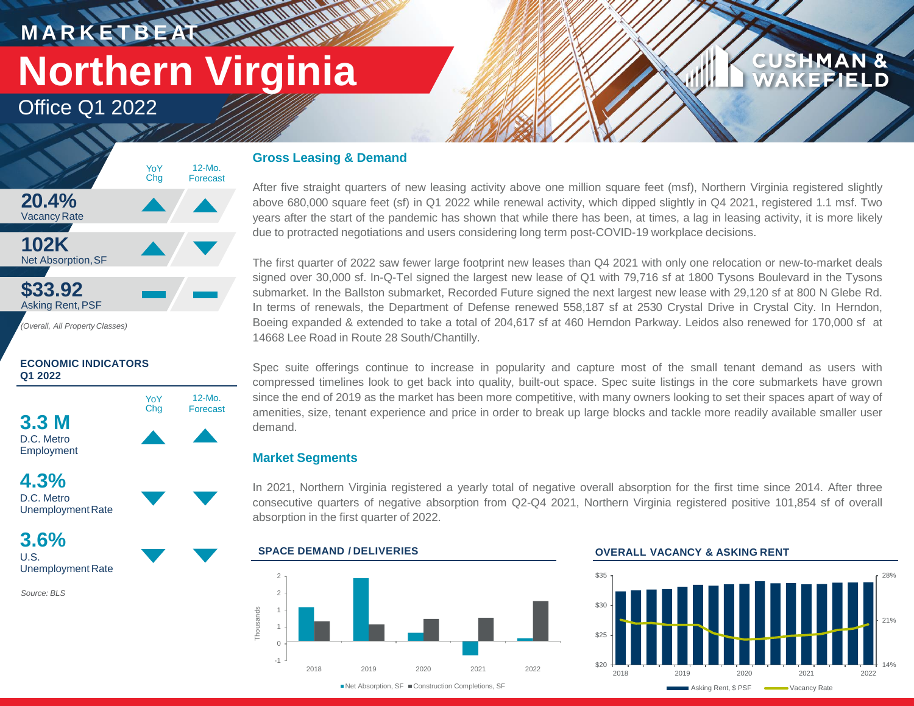# MARKETBEAT

# Northern Virginia

## Office Q1 2022

| | YoY Chg | 12-Mo. Forecast |
|---|---|---|
| **20.4%** Vacancy Rate | ▲ | ▲ |
| **102K** Net Absorption, SF | ▲ | ▼ |
| **$33.92** Asking Rent, PSF | ▬ | ▬ |

*(Overall, All Property Classes)*

### ECONOMIC INDICATORS Q1 2022

| | YoY Chg | 12-Mo. Forecast |
|---|---|---|
| **3.3 M** D.C. Metro Employment | ▲ | ▲ |
| **4.3%** D.C. Metro Unemployment Rate | ▼ | ▼ |
| **3.6%** U.S. Unemployment Rate | ▼ | ▼ |

*Source: BLS*

## Gross Leasing & Demand

After five straight quarters of new leasing activity above one million square feet (msf), Northern Virginia registered slightly above 680,000 square feet (sf) in Q1 2022 while renewal activity, which dipped slightly in Q4 2021, registered 1.1 msf. Two years after the start of the pandemic has shown that while there has been, at times, a lag in leasing activity, it is more likely due to protracted negotiations and users considering long term post-COVID-19 workplace decisions.

The first quarter of 2022 saw fewer large footprint new leases than Q4 2021 with only one relocation or new-to-market deals signed over 30,000 sf. In-Q-Tel signed the largest new lease of Q1 with 79,716 sf at 1800 Tysons Boulevard in the Tysons submarket. In the Ballston submarket, Recorded Future signed the next largest new lease with 29,120 sf at 800 N Glebe Rd. In terms of renewals, the Department of Defense renewed 558,187 sf at 2530 Crystal Drive in Crystal City. In Herndon, Boeing expanded & extended to take a total of 204,617 sf at 460 Herndon Parkway. Leidos also renewed for 170,000 sf at 14668 Lee Road in Route 28 South/Chantilly.

Spec suite offerings continue to increase in popularity and capture most of the small tenant demand as users with compressed timelines look to get back into quality, built-out space. Spec suite listings in the core submarkets have grown since the end of 2019 as the market has been more competitive, with many owners looking to set their spaces apart of way of amenities, size, tenant experience and price in order to break up large blocks and tackle more readily available smaller user demand.

## Market Segments

In 2021, Northern Virginia registered a yearly total of negative overall absorption for the first time since 2014. After three consecutive quarters of negative absorption from Q2-Q4 2021, Northern Virginia registered positive 101,854 sf of overall absorption in the first quarter of 2022.

### SPACE DEMAND / DELIVERIES

(Thousands; years 2018–2022)

■ Net Absorption, SF ■ Construction Completions, SF

### OVERALL VACANCY & ASKING RENT

(2018–2022)

Asking Rent, $ PSF — Vacancy Rate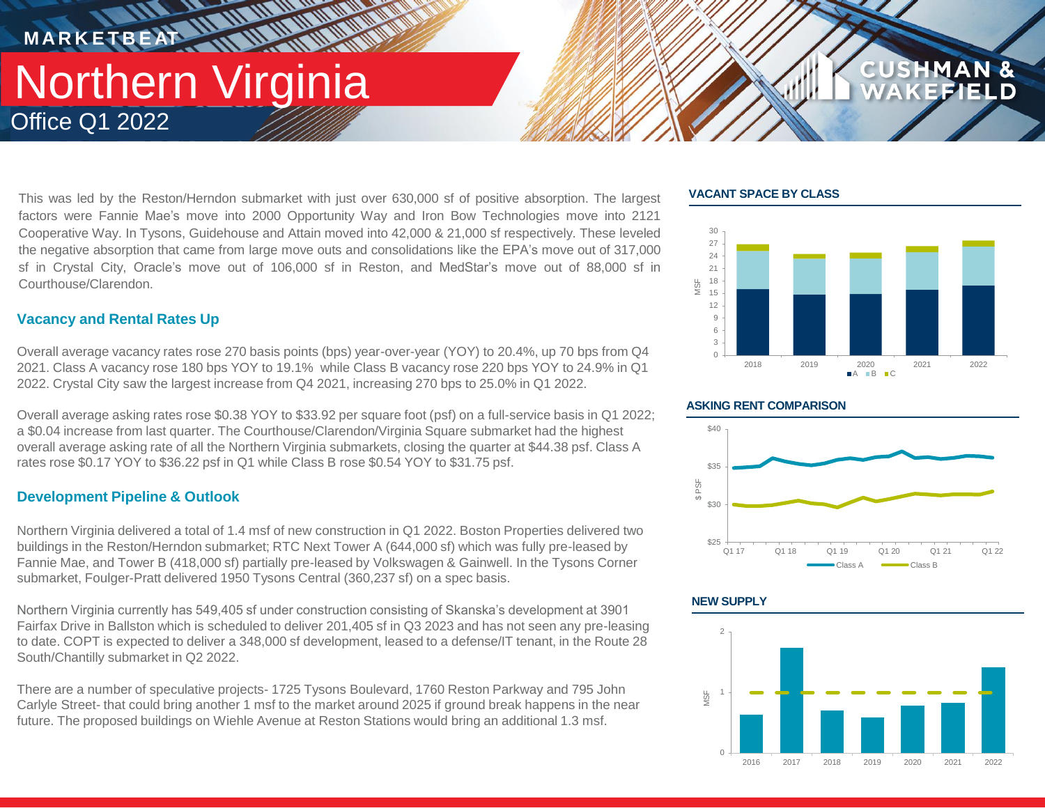This was led by the Reston/Herndon submarket with just over 630,000 sf of positive absorption. The largest factors were Fannie Mae's move into 2000 Opportunity Way and Iron Bow Technologies move into 2121 Cooperative Way. In Tysons, Guidehouse and Attain moved into 42,000 & 21,000 sf respectively. These leveled the negative absorption that came from large move outs and consolidations like the EPA's move out of 317,000 sf in Crystal City, Oracle's move out of 106,000 sf in Reston, and MedStar's move out of 88,000 sf in Courthouse/Clarendon.

## Vacancy and Rental Rates Up

Overall average vacancy rates rose 270 basis points (bps) year-over-year (YOY) to 20.4%, up 70 bps from Q4 2021. Class A vacancy rose 180 bps YOY to 19.1% while Class B vacancy rose 220 bps YOY to 24.9% in Q1 2022. Crystal City saw the largest increase from Q4 2021, increasing 270 bps to 25.0% in Q1 2022.

Overall average asking rates rose $0.38 YOY to $33.92 per square foot (psf) on a full-service basis in Q1 2022; a $0.04 increase from last quarter. The Courthouse/Clarendon/Virginia Square submarket had the highest overall average asking rate of all the Northern Virginia submarkets, closing the quarter at $44.38 psf. Class A rates rose $0.17 YOY to $36.22 psf in Q1 while Class B rose $0.54 YOY to $31.75 psf.

## Development Pipeline & Outlook

Northern Virginia delivered a total of 1.4 msf of new construction in Q1 2022. Boston Properties delivered two buildings in the Reston/Herndon submarket; RTC Next Tower A (644,000 sf) which was fully pre-leased by Fannie Mae, and Tower B (418,000 sf) partially pre-leased by Volkswagen & Gainwell. In the Tysons Corner submarket, Foulger-Pratt delivered 1950 Tysons Central (360,237 sf) on a spec basis.

Northern Virginia currently has 549,405 sf under construction consisting of Skanska's development at 3901 Fairfax Drive in Ballston which is scheduled to deliver 201,405 sf in Q3 2023 and has not seen any pre-leasing to date. COPT is expected to deliver a 348,000 sf development, leased to a defense/IT tenant, in the Route 28 South/Chantilly submarket in Q2 2022.

There are a number of speculative projects- 1725 Tysons Boulevard, 1760 Reston Parkway and 795 John Carlyle Street- that could bring another 1 msf to the market around 2025 if ground break happens in the near future. The proposed buildings on Wiehle Avenue at Reston Stations would bring an additional 1.3 msf.

### VACANT SPACE BY CLASS

### ASKING RENT COMPARISON

### NEW SUPPLY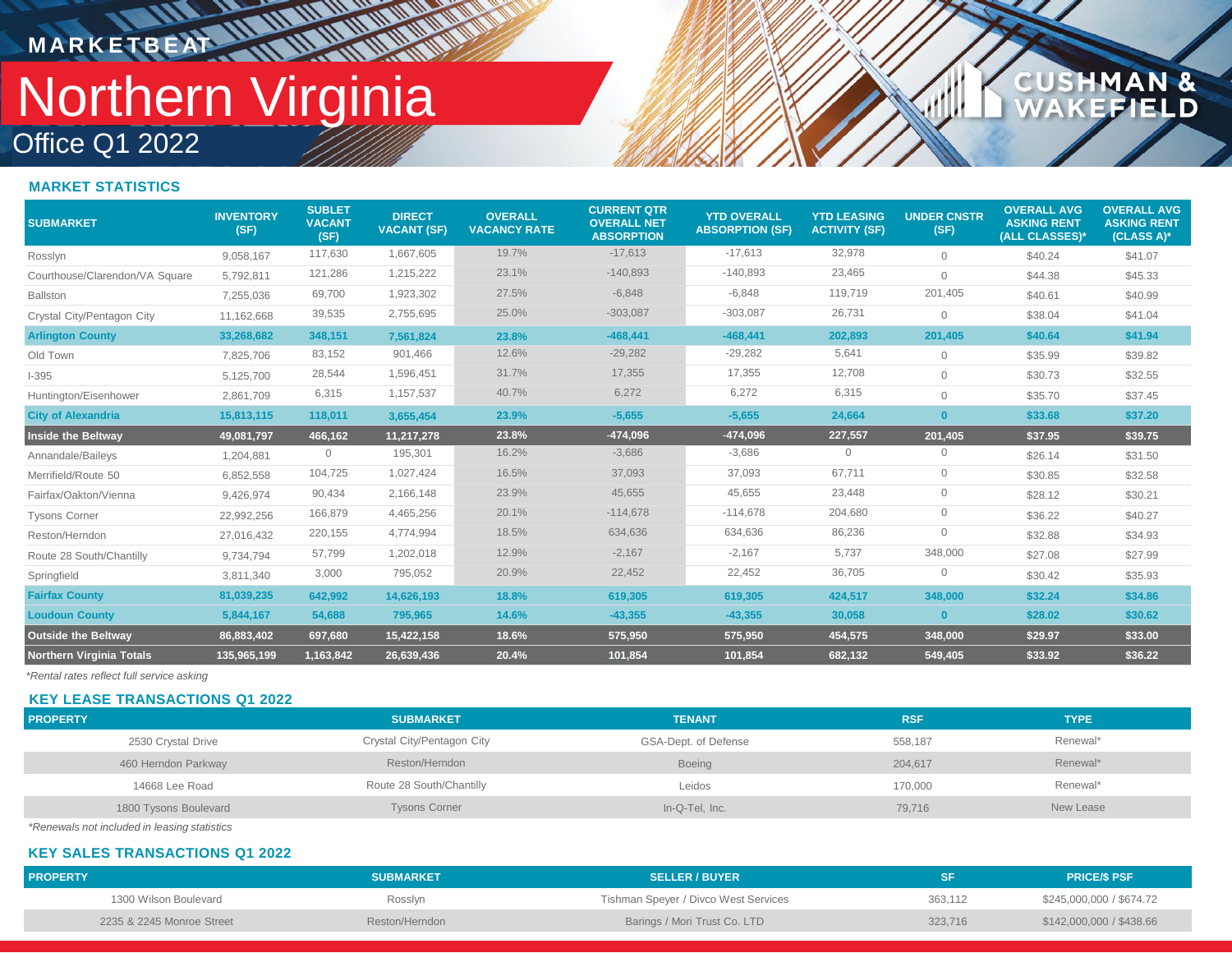MARKETBEAT

# Northern Virginia

Office Q1 2022

## MARKET STATISTICS

| SUBMARKET | INVENTORY (SF) | SUBLET VACANT (SF) | DIRECT VACANT (SF) | OVERALL VACANCY RATE | CURRENT QTR OVERALL NET ABSORPTION | YTD OVERALL ABSORPTION (SF) | YTD LEASING ACTIVITY (SF) | UNDER CNSTR (SF) | OVERALL AVG ASKING RENT (ALL CLASSES)* | OVERALL AVG ASKING RENT (CLASS A)* |
|---|---|---|---|---|---|---|---|---|---|---|
| Rosslyn | 9,058,167 | 117,630 | 1,667,605 | 19.7% | -17,613 | -17,613 | 32,978 | 0 | $40.24 | $41.07 |
| Courthouse/Clarendon/VA Square | 5,792,811 | 121,286 | 1,215,222 | 23.1% | -140,893 | -140,893 | 23,465 | 0 | $44.38 | $45.33 |
| Ballston | 7,255,036 | 69,700 | 1,923,302 | 27.5% | -6,848 | -6,848 | 119,719 | 201,405 | $40.61 | $40.99 |
| Crystal City/Pentagon City | 11,162,668 | 39,535 | 2,755,695 | 25.0% | -303,087 | -303,087 | 26,731 | 0 | $38.04 | $41.04 |
| **Arlington County** | **33,268,682** | **348,151** | **7,561,824** | **23.8%** | **-468,441** | **-468,441** | **202,893** | **201,405** | **$40.64** | **$41.94** |
| Old Town | 7,825,706 | 83,152 | 901,466 | 12.6% | -29,282 | -29,282 | 5,641 | 0 | $35.99 | $39.82 |
| I-395 | 5,125,700 | 28,544 | 1,596,451 | 31.7% | 17,355 | 17,355 | 12,708 | 0 | $30.73 | $32.55 |
| Huntington/Eisenhower | 2,861,709 | 6,315 | 1,157,537 | 40.7% | 6,272 | 6,272 | 6,315 | 0 | $35.70 | $37.45 |
| **City of Alexandria** | **15,813,115** | **118,011** | **3,655,454** | **23.9%** | **-5,655** | **-5,655** | **24,664** | **0** | **$33.68** | **$37.20** |
| **Inside the Beltway** | **49,081,797** | **466,162** | **11,217,278** | **23.8%** | **-474,096** | **-474,096** | **227,557** | **201,405** | **$37.95** | **$39.75** |
| Annandale/Baileys | 1,204,881 | 0 | 195,301 | 16.2% | -3,686 | -3,686 | 0 | 0 | $26.14 | $31.50 |
| Merrifield/Route 50 | 6,852,558 | 104,725 | 1,027,424 | 16.5% | 37,093 | 37,093 | 67,711 | 0 | $30.85 | $32.58 |
| Fairfax/Oakton/Vienna | 9,426,974 | 90,434 | 2,166,148 | 23.9% | 45,655 | 45,655 | 23,448 | 0 | $28.12 | $30.21 |
| Tysons Corner | 22,992,256 | 166,879 | 4,465,256 | 20.1% | -114,678 | -114,678 | 204,680 | 0 | $36.22 | $40.27 |
| Reston/Herndon | 27,016,432 | 220,155 | 4,774,994 | 18.5% | 634,636 | 634,636 | 86,236 | 0 | $32.88 | $34.93 |
| Route 28 South/Chantilly | 9,734,794 | 57,799 | 1,202,018 | 12.9% | -2,167 | -2,167 | 5,737 | 348,000 | $27.08 | $27.99 |
| Springfield | 3,811,340 | 3,000 | 795,052 | 20.9% | 22,452 | 22,452 | 36,705 | 0 | $30.42 | $35.93 |
| **Fairfax County** | **81,039,235** | **642,992** | **14,626,193** | **18.8%** | **619,305** | **619,305** | **424,517** | **348,000** | **$32.24** | **$34.86** |
| **Loudoun County** | **5,844,167** | **54,688** | **795,965** | **14.6%** | **-43,355** | **-43,355** | **30,058** | **0** | **$28.02** | **$30.62** |
| **Outside the Beltway** | **86,883,402** | **697,680** | **15,422,158** | **18.6%** | **575,950** | **575,950** | **454,575** | **348,000** | **$29.97** | **$33.00** |
| **Northern Virginia Totals** | **135,965,199** | **1,163,842** | **26,639,436** | **20.4%** | **101,854** | **101,854** | **682,132** | **549,405** | **$33.92** | **$36.22** |

*Rental rates reflect full service asking

## KEY LEASE TRANSACTIONS Q1 2022

| PROPERTY | SUBMARKET | TENANT | RSF | TYPE |
|---|---|---|---|---|
| 2530 Crystal Drive | Crystal City/Pentagon City | GSA-Dept. of Defense | 558,187 | Renewal* |
| 460 Herndon Parkway | Reston/Herndon | Boeing | 204,617 | Renewal* |
| 14668 Lee Road | Route 28 South/Chantilly | Leidos | 170,000 | Renewal* |
| 1800 Tysons Boulevard | Tysons Corner | In-Q-Tel, Inc. | 79,716 | New Lease |

*Renewals not included in leasing statistics

## KEY SALES TRANSACTIONS Q1 2022

| PROPERTY | SUBMARKET | SELLER / BUYER | SF | PRICE/$ PSF |
|---|---|---|---|---|
| 1300 Wilson Boulevard | Rosslyn | Tishman Speyer / Divco West Services | 363,112 | $245,000,000 / $674.72 |
| 2235 & 2245 Monroe Street | Reston/Herndon | Barings / Mori Trust Co. LTD | 323,716 | $142,000,000 / $438.66 |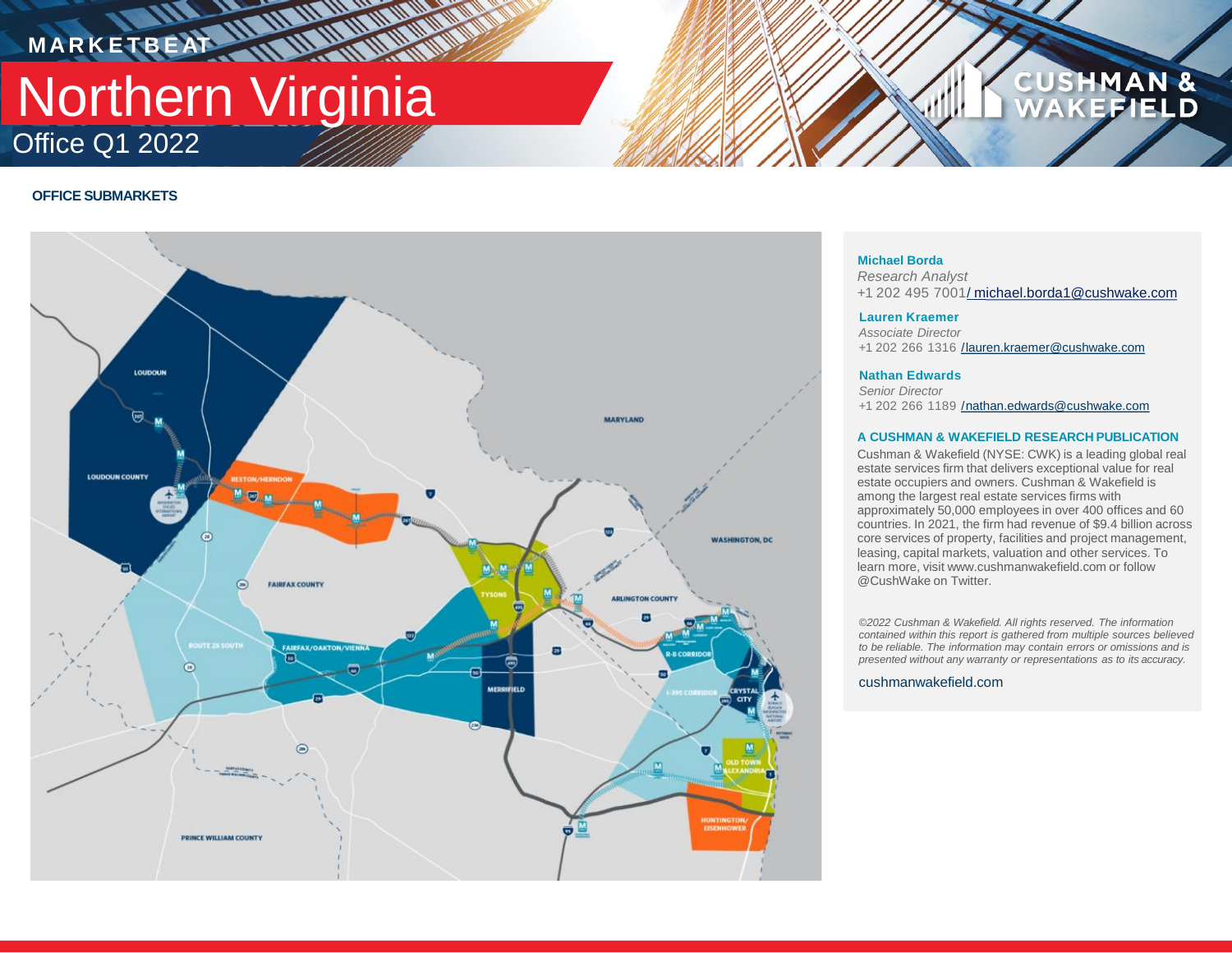# MARKETBEAT

# Northern Virginia

## Office Q1 2022

**OFFICE SUBMARKETS**

LOUDOUN
LOUDOUN COUNTY
RESTON/HERNDON
MARYLAND
WASHINGTON, DC
FAIRFAX COUNTY
TYSONS
ARLINGTON COUNTY
ROUTE 28 SOUTH
FAIRFAX/OAKTON/VIENNA
R-B CORRIDOR
MERRIFIELD
I-395 CORRIDOR
CRYSTAL CITY
OLD TOWN ALEXANDRIA
HUNTINGTON/ EISENHOWER
PRINCE WILLIAM COUNTY

**Michael Borda**
*Research Analyst*
+1 202 495 7001/ michael.borda1@cushwake.com

**Lauren Kraemer**
*Associate Director*
+1 202 266 1316 /lauren.kraemer@cushwake.com

**Nathan Edwards**
*Senior Director*
+1 202 266 1189 /nathan.edwards@cushwake.com

**A CUSHMAN & WAKEFIELD RESEARCH PUBLICATION**

Cushman & Wakefield (NYSE: CWK) is a leading global real estate services firm that delivers exceptional value for real estate occupiers and owners. Cushman & Wakefield is among the largest real estate services firms with approximately 50,000 employees in over 400 offices and 60 countries. In 2021, the firm had revenue of $9.4 billion across core services of property, facilities and project management, leasing, capital markets, valuation and other services. To learn more, visit www.cushmanwakefield.com or follow @CushWake on Twitter.

*©2022 Cushman & Wakefield. All rights reserved. The information contained within this report is gathered from multiple sources believed to be reliable. The information may contain errors or omissions and is presented without any warranty or representations as to its accuracy.*

cushmanwakefield.com